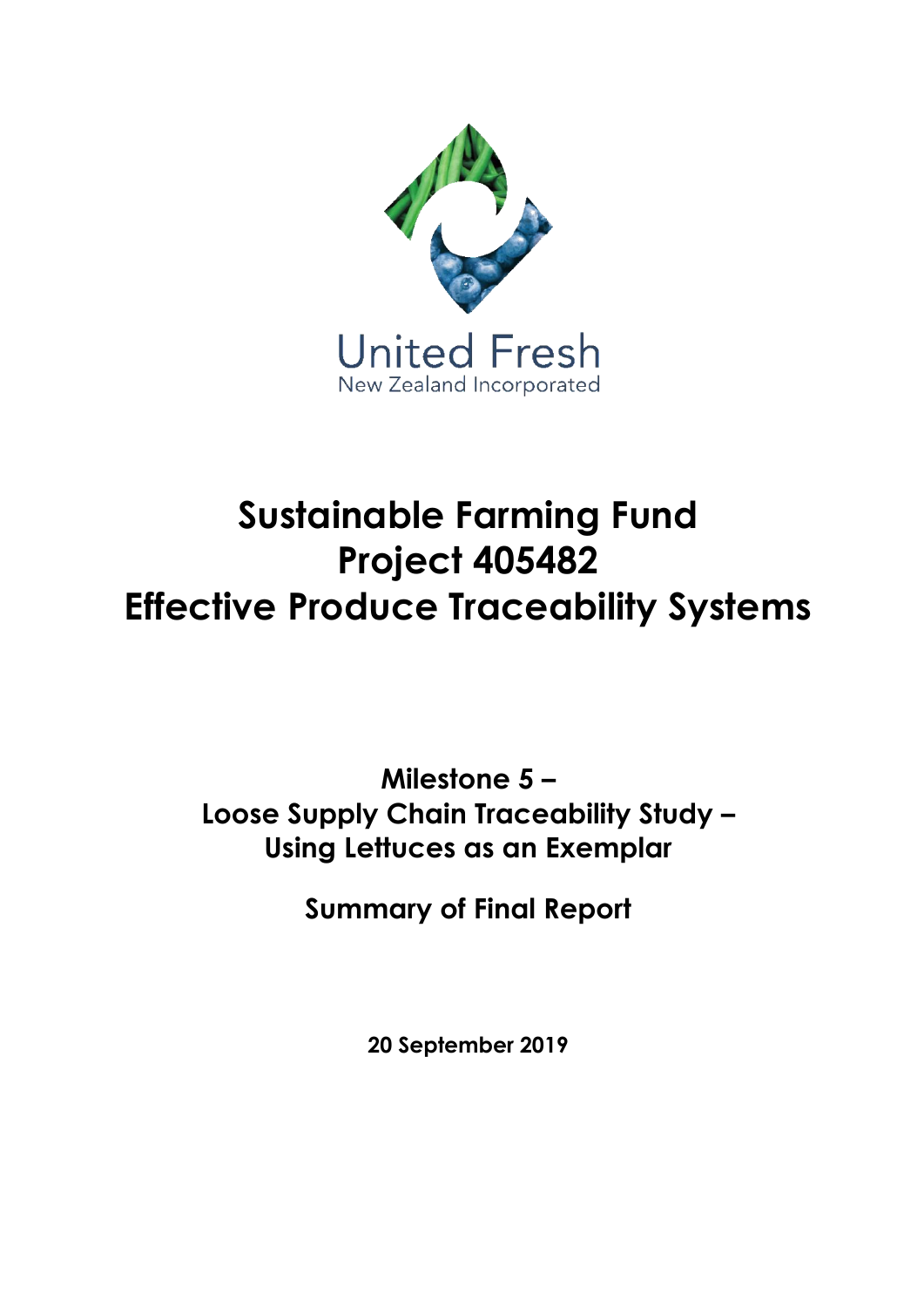United Fresh
New Zealand Incorporated

# Sustainable Farming Fund Project 405482 Effective Produce Traceability Systems

## Milestone 5 – Loose Supply Chain Traceability Study – Using Lettuces as an Exemplar

## Summary of Final Report

**20 September 2019**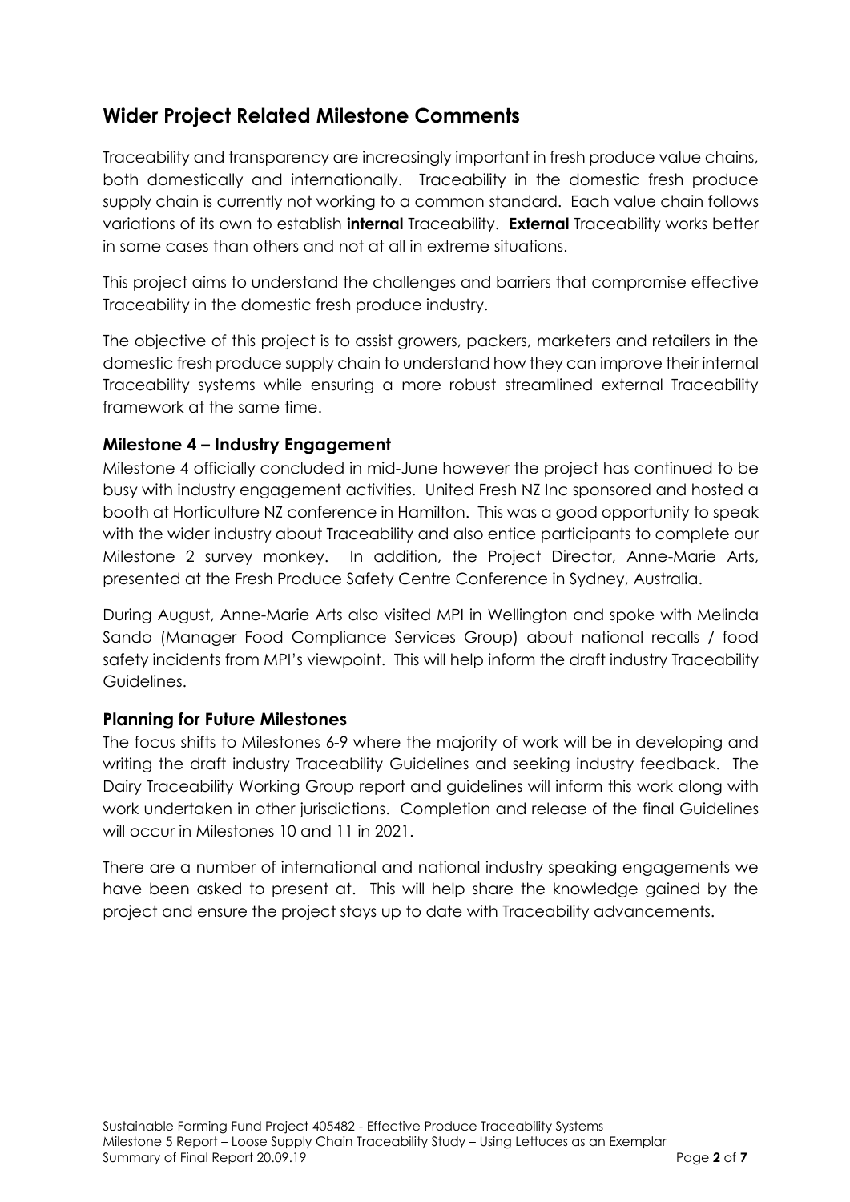## Wider Project Related Milestone Comments

Traceability and transparency are increasingly important in fresh produce value chains, both domestically and internationally. Traceability in the domestic fresh produce supply chain is currently not working to a common standard. Each value chain follows variations of its own to establish **internal** Traceability. **External** Traceability works better in some cases than others and not at all in extreme situations.

This project aims to understand the challenges and barriers that compromise effective Traceability in the domestic fresh produce industry.

The objective of this project is to assist growers, packers, marketers and retailers in the domestic fresh produce supply chain to understand how they can improve their internal Traceability systems while ensuring a more robust streamlined external Traceability framework at the same time.

### Milestone 4 – Industry Engagement

Milestone 4 officially concluded in mid-June however the project has continued to be busy with industry engagement activities. United Fresh NZ Inc sponsored and hosted a booth at Horticulture NZ conference in Hamilton. This was a good opportunity to speak with the wider industry about Traceability and also entice participants to complete our Milestone 2 survey monkey. In addition, the Project Director, Anne-Marie Arts, presented at the Fresh Produce Safety Centre Conference in Sydney, Australia.

During August, Anne-Marie Arts also visited MPI in Wellington and spoke with Melinda Sando (Manager Food Compliance Services Group) about national recalls / food safety incidents from MPI's viewpoint. This will help inform the draft industry Traceability Guidelines.

### Planning for Future Milestones

The focus shifts to Milestones 6-9 where the majority of work will be in developing and writing the draft industry Traceability Guidelines and seeking industry feedback. The Dairy Traceability Working Group report and guidelines will inform this work along with work undertaken in other jurisdictions. Completion and release of the final Guidelines will occur in Milestones 10 and 11 in 2021.

There are a number of international and national industry speaking engagements we have been asked to present at. This will help share the knowledge gained by the project and ensure the project stays up to date with Traceability advancements.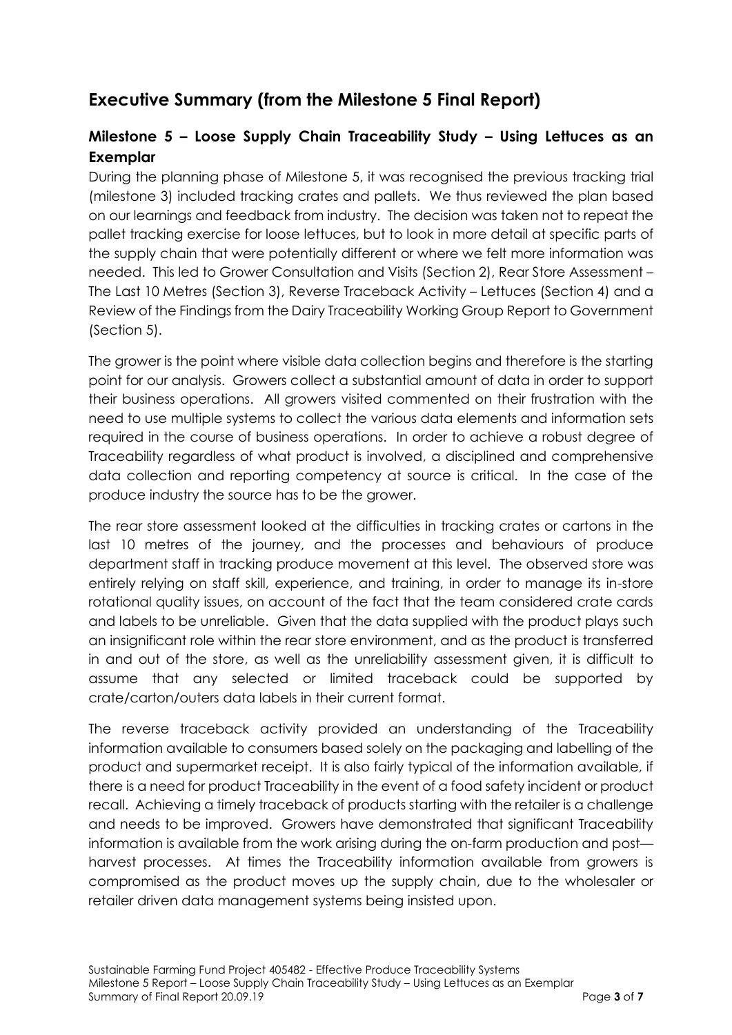## Executive Summary (from the Milestone 5 Final Report)

### Milestone 5 – Loose Supply Chain Traceability Study – Using Lettuces as an Exemplar

During the planning phase of Milestone 5, it was recognised the previous tracking trial (milestone 3) included tracking crates and pallets. We thus reviewed the plan based on our learnings and feedback from industry. The decision was taken not to repeat the pallet tracking exercise for loose lettuces, but to look in more detail at specific parts of the supply chain that were potentially different or where we felt more information was needed. This led to Grower Consultation and Visits (Section 2), Rear Store Assessment – The Last 10 Metres (Section 3), Reverse Traceback Activity – Lettuces (Section 4) and a Review of the Findings from the Dairy Traceability Working Group Report to Government (Section 5).

The grower is the point where visible data collection begins and therefore is the starting point for our analysis. Growers collect a substantial amount of data in order to support their business operations. All growers visited commented on their frustration with the need to use multiple systems to collect the various data elements and information sets required in the course of business operations. In order to achieve a robust degree of Traceability regardless of what product is involved, a disciplined and comprehensive data collection and reporting competency at source is critical. In the case of the produce industry the source has to be the grower.

The rear store assessment looked at the difficulties in tracking crates or cartons in the last 10 metres of the journey, and the processes and behaviours of produce department staff in tracking produce movement at this level. The observed store was entirely relying on staff skill, experience, and training, in order to manage its in-store rotational quality issues, on account of the fact that the team considered crate cards and labels to be unreliable. Given that the data supplied with the product plays such an insignificant role within the rear store environment, and as the product is transferred in and out of the store, as well as the unreliability assessment given, it is difficult to assume that any selected or limited traceback could be supported by crate/carton/outers data labels in their current format.

The reverse traceback activity provided an understanding of the Traceability information available to consumers based solely on the packaging and labelling of the product and supermarket receipt. It is also fairly typical of the information available, if there is a need for product Traceability in the event of a food safety incident or product recall. Achieving a timely traceback of products starting with the retailer is a challenge and needs to be improved. Growers have demonstrated that significant Traceability information is available from the work arising during the on-farm production and post—harvest processes. At times the Traceability information available from growers is compromised as the product moves up the supply chain, due to the wholesaler or retailer driven data management systems being insisted upon.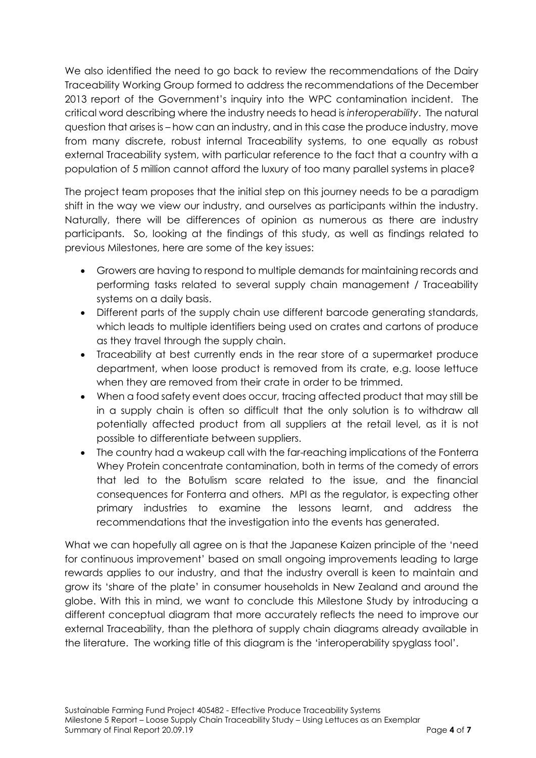We also identified the need to go back to review the recommendations of the Dairy Traceability Working Group formed to address the recommendations of the December 2013 report of the Government's inquiry into the WPC contamination incident. The critical word describing where the industry needs to head is *interoperability*. The natural question that arises is – how can an industry, and in this case the produce industry, move from many discrete, robust internal Traceability systems, to one equally as robust external Traceability system, with particular reference to the fact that a country with a population of 5 million cannot afford the luxury of too many parallel systems in place?

The project team proposes that the initial step on this journey needs to be a paradigm shift in the way we view our industry, and ourselves as participants within the industry. Naturally, there will be differences of opinion as numerous as there are industry participants. So, looking at the findings of this study, as well as findings related to previous Milestones, here are some of the key issues:

- Growers are having to respond to multiple demands for maintaining records and performing tasks related to several supply chain management / Traceability systems on a daily basis.
- Different parts of the supply chain use different barcode generating standards, which leads to multiple identifiers being used on crates and cartons of produce as they travel through the supply chain.
- Traceability at best currently ends in the rear store of a supermarket produce department, when loose product is removed from its crate, e.g. loose lettuce when they are removed from their crate in order to be trimmed.
- When a food safety event does occur, tracing affected product that may still be in a supply chain is often so difficult that the only solution is to withdraw all potentially affected product from all suppliers at the retail level, as it is not possible to differentiate between suppliers.
- The country had a wakeup call with the far-reaching implications of the Fonterra Whey Protein concentrate contamination, both in terms of the comedy of errors that led to the Botulism scare related to the issue, and the financial consequences for Fonterra and others. MPI as the regulator, is expecting other primary industries to examine the lessons learnt, and address the recommendations that the investigation into the events has generated.

What we can hopefully all agree on is that the Japanese Kaizen principle of the 'need for continuous improvement' based on small ongoing improvements leading to large rewards applies to our industry, and that the industry overall is keen to maintain and grow its 'share of the plate' in consumer households in New Zealand and around the globe. With this in mind, we want to conclude this Milestone Study by introducing a different conceptual diagram that more accurately reflects the need to improve our external Traceability, than the plethora of supply chain diagrams already available in the literature. The working title of this diagram is the 'interoperability spyglass tool'.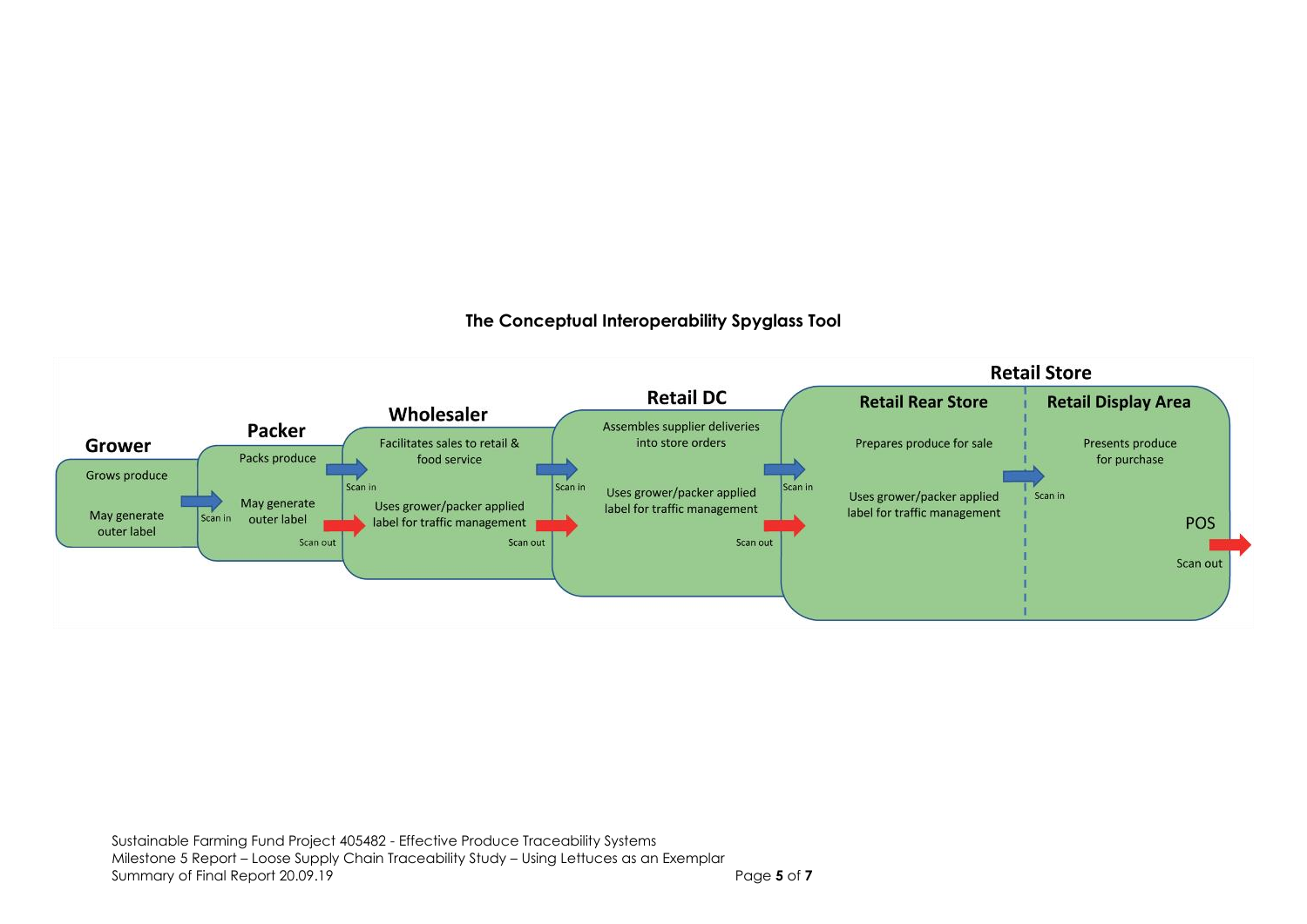**The Conceptual Interoperability Spyglass Tool**

**Grower**

Grows produce

May generate outer label

Scan in

**Packer**

Packs produce

May generate outer label

Scan in

Scan out

**Wholesaler**

Facilitates sales to retail & food service

Uses grower/packer applied label for traffic management

Scan in

Scan out

**Retail DC**

Assembles supplier deliveries into store orders

Uses grower/packer applied label for traffic management

Scan in

Scan out

**Retail Store**

**Retail Rear Store**

Prepares produce for sale

Uses grower/packer applied label for traffic management

Scan in

**Retail Display Area**

Presents produce for purchase

POS

Scan out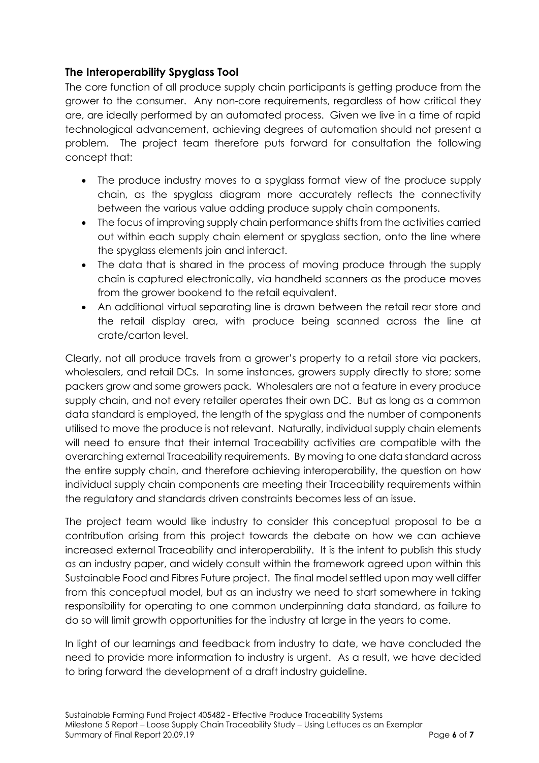### The Interoperability Spyglass Tool

The core function of all produce supply chain participants is getting produce from the grower to the consumer. Any non-core requirements, regardless of how critical they are, are ideally performed by an automated process. Given we live in a time of rapid technological advancement, achieving degrees of automation should not present a problem. The project team therefore puts forward for consultation the following concept that:

- The produce industry moves to a spyglass format view of the produce supply chain, as the spyglass diagram more accurately reflects the connectivity between the various value adding produce supply chain components.
- The focus of improving supply chain performance shifts from the activities carried out within each supply chain element or spyglass section, onto the line where the spyglass elements join and interact.
- The data that is shared in the process of moving produce through the supply chain is captured electronically, via handheld scanners as the produce moves from the grower bookend to the retail equivalent.
- An additional virtual separating line is drawn between the retail rear store and the retail display area, with produce being scanned across the line at crate/carton level.

Clearly, not all produce travels from a grower's property to a retail store via packers, wholesalers, and retail DCs. In some instances, growers supply directly to store; some packers grow and some growers pack. Wholesalers are not a feature in every produce supply chain, and not every retailer operates their own DC. But as long as a common data standard is employed, the length of the spyglass and the number of components utilised to move the produce is not relevant. Naturally, individual supply chain elements will need to ensure that their internal Traceability activities are compatible with the overarching external Traceability requirements. By moving to one data standard across the entire supply chain, and therefore achieving interoperability, the question on how individual supply chain components are meeting their Traceability requirements within the regulatory and standards driven constraints becomes less of an issue.

The project team would like industry to consider this conceptual proposal to be a contribution arising from this project towards the debate on how we can achieve increased external Traceability and interoperability. It is the intent to publish this study as an industry paper, and widely consult within the framework agreed upon within this Sustainable Food and Fibres Future project. The final model settled upon may well differ from this conceptual model, but as an industry we need to start somewhere in taking responsibility for operating to one common underpinning data standard, as failure to do so will limit growth opportunities for the industry at large in the years to come.

In light of our learnings and feedback from industry to date, we have concluded the need to provide more information to industry is urgent. As a result, we have decided to bring forward the development of a draft industry guideline.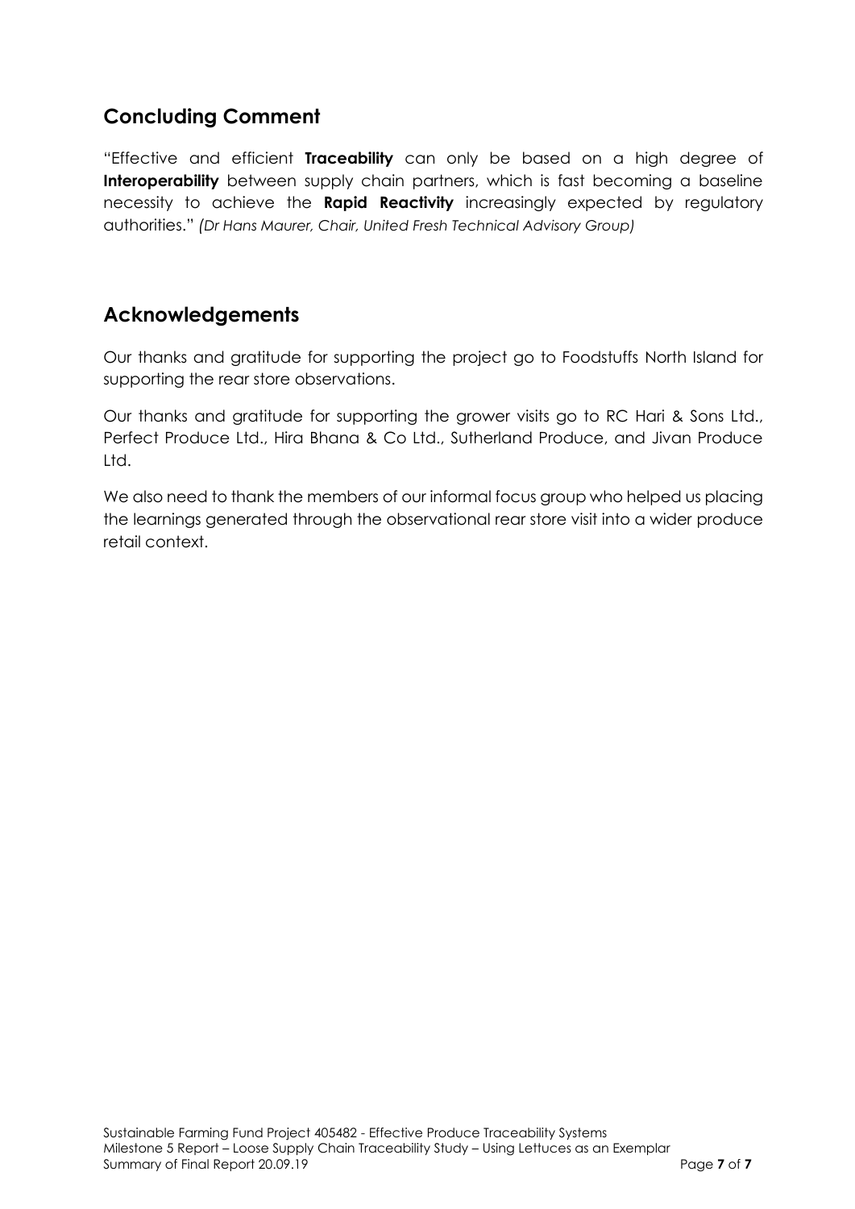## Concluding Comment

"Effective and efficient **Traceability** can only be based on a high degree of **Interoperability** between supply chain partners, which is fast becoming a baseline necessity to achieve the **Rapid Reactivity** increasingly expected by regulatory authorities." *(Dr Hans Maurer, Chair, United Fresh Technical Advisory Group)*

## Acknowledgements

Our thanks and gratitude for supporting the project go to Foodstuffs North Island for supporting the rear store observations.

Our thanks and gratitude for supporting the grower visits go to RC Hari & Sons Ltd., Perfect Produce Ltd., Hira Bhana & Co Ltd., Sutherland Produce, and Jivan Produce Ltd.

We also need to thank the members of our informal focus group who helped us placing the learnings generated through the observational rear store visit into a wider produce retail context.